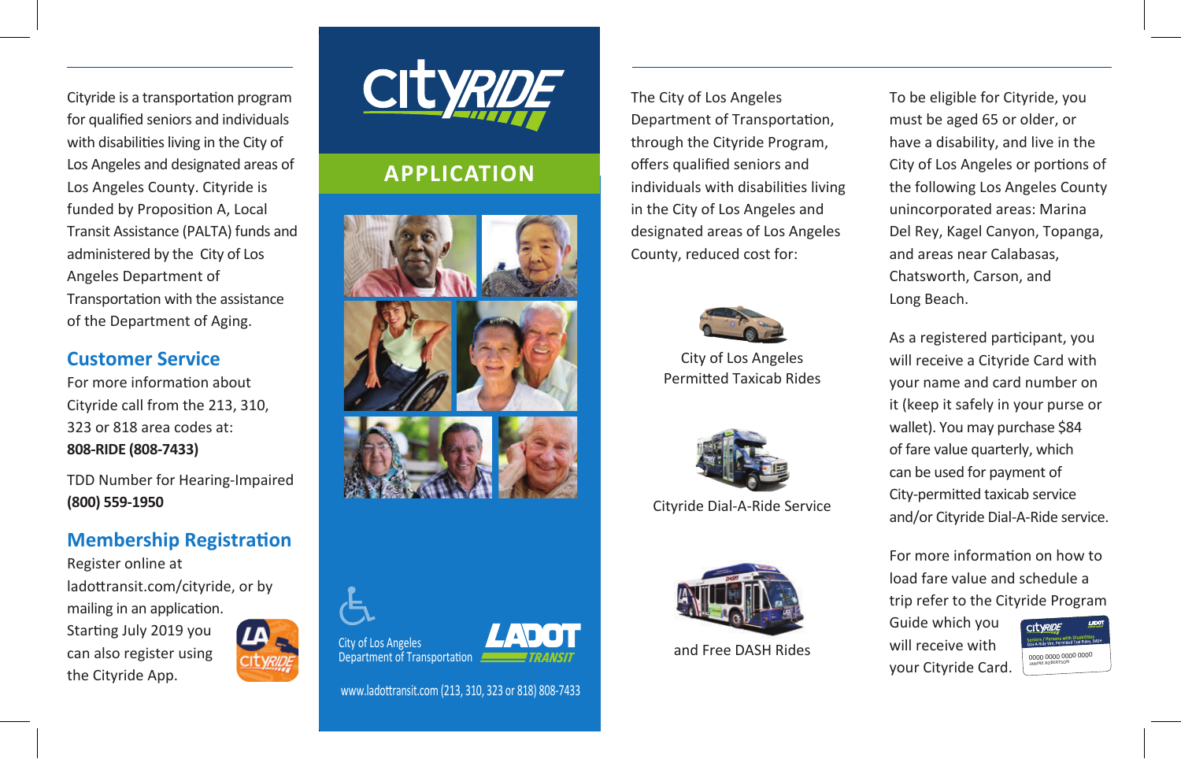Cityride is a transportation program for qualified seniors and individuals with disabilities living in the City of Los Angeles and designated areas of Los Angeles County. Cityride is funded by Proposition A, Local Transit Assistance (PALTA) funds and administered by the City of Los Angeles Department of Transportation with the assistance of the Department of Aging.

## Customer Service

For more information about Cityride call from the 213, 310, 323 or 818 area codes at:
**808-RIDE (808-7433)**

TDD Number for Hearing-Impaired
**(800) 559-1950**

## Membership Registration

Register online at ladottransit.com/cityride, or by mailing in an application. Starting July 2019 you can also register using the Cityride App.

# CityRIDE

## APPLICATION

City of Los Angeles Department of Transportation

LADOT TRANSIT

www.ladottransit.com (213, 310, 323 or 818) 808-7433

The City of Los Angeles Department of Transportation, through the Cityride Program, offers qualified seniors and individuals with disabilities living in the City of Los Angeles and designated areas of Los Angeles County, reduced cost for:

City of Los Angeles Permitted Taxicab Rides

Cityride Dial-A-Ride Service

and Free DASH Rides

To be eligible for Cityride, you must be aged 65 or older, or have a disability, and live in the City of Los Angeles or portions of the following Los Angeles County unincorporated areas: Marina Del Rey, Kagel Canyon, Topanga, and areas near Calabasas, Chatsworth, Carson, and Long Beach.

As a registered participant, you will receive a Cityride Card with your name and card number on it (keep it safely in your purse or wallet). You may purchase $84 of fare value quarterly, which can be used for payment of City-permitted taxicab service and/or Cityride Dial-A-Ride service.

For more information on how to load fare value and schedule a trip refer to the Cityride Program Guide which you will receive with your Cityride Card.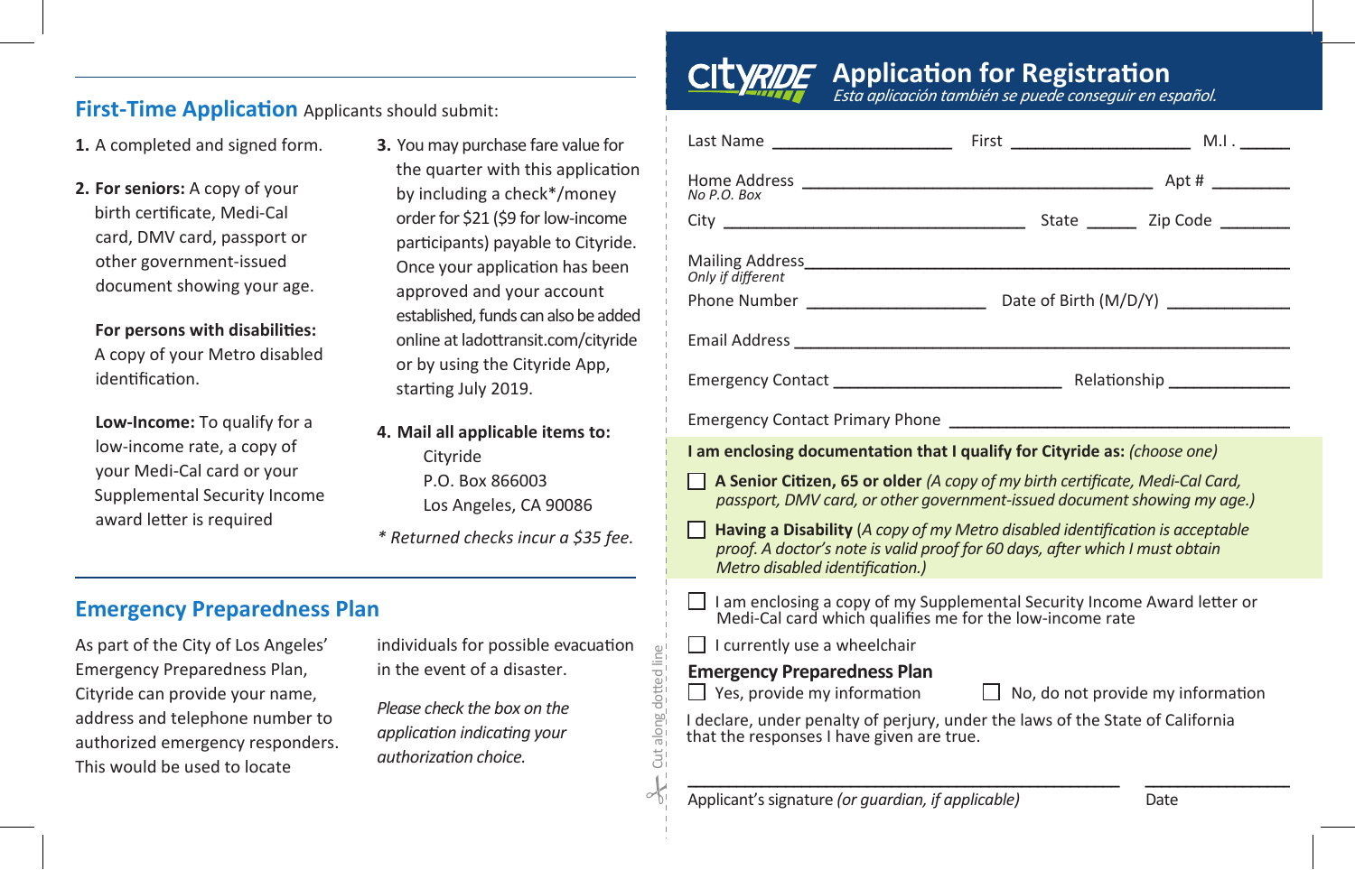## First-Time Application Applicants should submit:

1. A completed and signed form.
2. **For seniors:** A copy of your birth certificate, Medi-Cal card, DMV card, passport or other government-issued document showing your age.

   **For persons with disabilities:** A copy of your Metro disabled identification.

   **Low-Income:** To qualify for a low-income rate, a copy of your Medi-Cal or your Supplemental Security Income award letter is required
3. You may purchase fare value for the quarter with this application by including a check*/money order for $21 ($9 for low-income participants) payable to Cityride. Once your application has been approved and your account established, funds can also be added online at ladottransit.com/cityride or by using the Cityride App, starting July 2019.
4. **Mail all applicable items to:**
   Cityride
   P.O. Box 866003
   Los Angeles, CA 90086

*\* Returned checks incur a $35 fee.*

## Emergency Preparedness Plan

As part of the City of Los Angeles' Emergency Preparedness Plan, Cityride can provide your name, address and telephone number to authorized emergency responders. This would be used to locate individuals for possible evacuation in the event of a disaster.

*Please check the box on the application indicating your authorization choice.*

Cut along dotted line

# CITYRIDE Application for Registration

*Esta aplicación también se puede conseguir en español.*

Last Name ____________________ First ____________________ M.I . ______

Home Address ________________________________________ Apt # _________
*No P.O. Box*

City __________________________________ State ______ Zip Code ________

Mailing Address_______________________________________________________
*Only if different*

Phone Number ____________________ Date of Birth (M/D/Y) _____________

Email Address ________________________________________________________

Emergency Contact _________________________ Relationship _____________

Emergency Contact Primary Phone ______________________________________

**I am enclosing documentation that I qualify for Cityride as:** *(choose one)*

☐ **A Senior Citizen, 65 or older** *(A copy of my birth certificate, Medi-Cal Card, passport, DMV card, or other government-issued document showing my age.)*

☐ **Having a Disability** (*A copy of my Metro disabled identification is acceptable proof. A doctor's note is valid proof for 60 days, after which I must obtain Metro disabled identification.)*

☐ I am enclosing a copy of my Supplemental Security Income Award letter or Medi-Cal card which qualifies me for the low-income rate

☐ I currently use a wheelchair

**Emergency Preparedness Plan**

☐ Yes, provide my information ☐ No, do not provide my information

I declare, under penalty of perjury, under the laws of the State of California that the responses I have given are true.

_______________________________________ _______________

Applicant's signature *(or guardian, if applicable)* Date